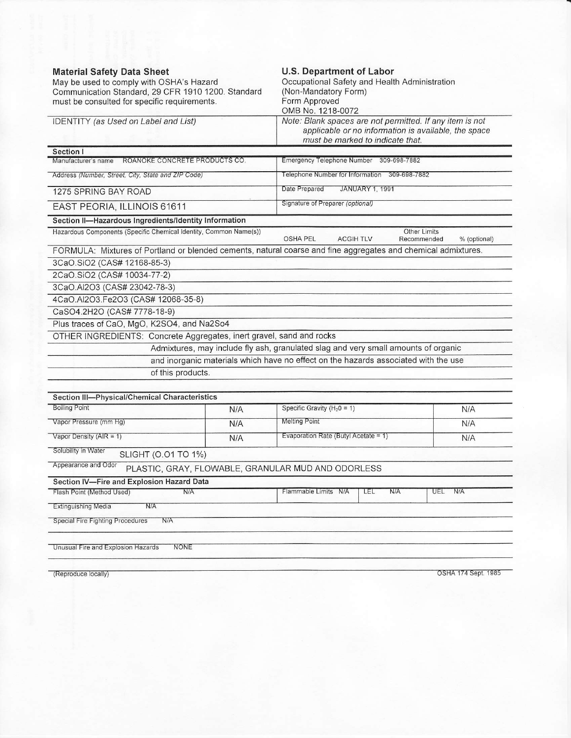**Material Safety Data Sheet**
May be used to comply with OSHA's Hazard Communication Standard, 29 CFR 1910 1200. Standard must be consulted for specific requirements.

**U.S. Department of Labor**
Occupational Safety and Health Administration
(Non-Mandatory Form)
Form Approved
OMB No. 1218-0072

IDENTITY *(as Used on Label and List)*

*Note: Blank spaces are not permitted. If any item is not applicable or no information is available, the space must be marked to indicate that.*

## Section I

| | |
|---|---|
| Manufacturer's name ROANOKE CONCRETE PRODUCTS CO. | Emergency Telephone Number 309-698-7882 |
| Address *(Number, Street, City, State and ZIP Code)* | Telephone Number for Information 309-698-7882 |
| 1275 SPRING BAY ROAD | Date Prepared JANUARY 1, 1991 |
| EAST PEORIA, ILLINOIS 61611 | Signature of Preparer *(optional)* |

## Section II—Hazardous Ingredients/Identity Information

| Hazardous Components (Specific Chemical Identity, Common Name(s)) | OSHA PEL | ACGIH TLV | Other Limits Recommended | % (optional) |
|---|---|---|---|---|

FORMULA: Mixtures of Portland or blended cements, natural coarse and fine aggregates and chemical admixtures.

- 3CaO.SiO2 (CAS# 12168-85-3)
- 2CaO.SiO2 (CAS# 10034-77-2)
- 3CaO.Al2O3 (CAS# 23042-78-3)
- 4CaO.Al2O3.Fe2O3 (CAS# 12068-35-8)
- CaSO4.2H2O (CAS# 7778-18-9)
- Plus traces of CaO, MgO, K2SO4, and Na2So4

OTHER INGREDIENTS: Concrete Aggregates, inert gravel, sand and rocks

Admixtures, may include fly ash, granulated slag and very small amounts of organic and inorganic materials which have no effect on the hazards associated with the use of this products.

## Section III—Physical/Chemical Characteristics

| | | | |
|---|---|---|---|
| Boiling Point | N/A | Specific Gravity ($H_2O$ = 1) | N/A |
| Vapor Pressure (mm Hg) | N/A | Melting Point | N/A |
| Vapor Density (AIR = 1) | N/A | Evaporation Rate (Butyl Acetate = 1) | N/A |

Solubility in Water SLIGHT (O.O1 TO 1%)

Appearance and Odor PLASTIC, GRAY, FLOWABLE, GRANULAR MUD AND ODORLESS

## Section IV—Fire and Explosion Hazard Data

| | | | |
|---|---|---|---|
| Flash Point (Method Used) N/A | Flammable Limits N/A | LEL N/A | UEL N/A |

Extinguishing Media N/A

Special Fire Fighting Procedures N/A

Unusual Fire and Explosion Hazards NONE

(Reproduce locally) OSHA 174 Sept. 1985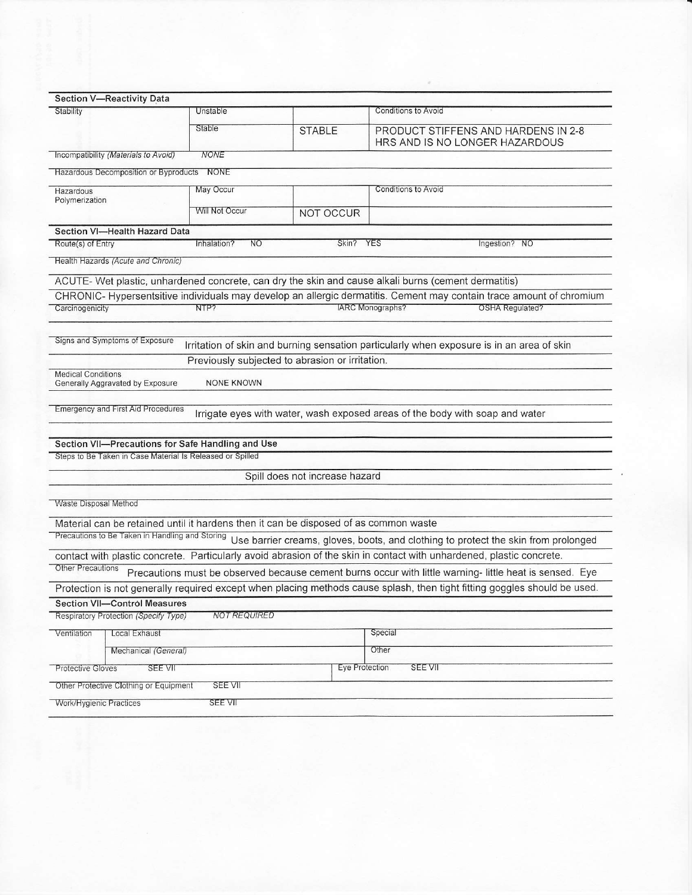## Section V—Reactivity Data

| | | | |
|---|---|---|---|
| Stability | Unstable | | Conditions to Avoid |
| | Stable | STABLE | PRODUCT STIFFENS AND HARDENS IN 2-8 HRS AND IS NO LONGER HAZARDOUS |

Incompatibility *(Materials to Avoid)* *NONE*

Hazardous Decomposition or Byproducts NONE

| | | | |
|---|---|---|---|
| Hazardous Polymerization | May Occur | | Conditions to Avoid |
| | Will Not Occur | NOT OCCUR | |

## Section VI—Health Hazard Data

| | | | |
|---|---|---|---|
| Route(s) of Entry | Inhalation? NO | Skin? YES | Ingestion? NO |

Health Hazards *(Acute and Chronic)*

ACUTE- Wet plastic, unhardened concrete, can dry the skin and cause alkali burns (cement dermatitis)

CHRONIC- Hypersentsitive individuals may develop an allergic dermatitis. Cement may contain trace amount of chromium

| | | | |
|---|---|---|---|
| Carcinogenicity | NTP? | IARC Monographs? | OSHA Regulated? |

Signs and Symptoms of Exposure Irritation of skin and burning sensation particularly when exposure is in an area of skin Previously subjected to abrasion or irritation.

Medical Conditions Generally Aggravated by Exposure NONE KNOWN

Emergency and First Aid Procedures Irrigate eyes with water, wash exposed areas of the body with soap and water

## Section VII—Precautions for Safe Handling and Use

Steps to Be Taken in Case Material Is Released or Spilled

Spill does not increase hazard

Waste Disposal Method

Material can be retained until it hardens then it can be disposed of as common waste

Precautions to Be Taken in Handling and Storing Use barrier creams, gloves, boots, and clothing to protect the skin from prolonged contact with plastic concrete. Particularly avoid abrasion of the skin in contact with unhardened, plastic concrete.

Other Precautions Precautions must be observed because cement burns occur with little warning- little heat is sensed. Eye Protection is not generally required except when placing methods cause splash, then tight fitting goggles should be used.

## Section VII—Control Measures

Respiratory Protection *(Specify Type)* *NOT REQUIRED*

| | | | |
|---|---|---|---|
| Ventilation | Local Exhaust | Special | |
| | Mechanical *(General)* | Other | |
| Protective Gloves | SEE VII | Eye Protection | SEE VII |

Other Protective Clothing or Equipment SEE VII

Work/Hygienic Practices SEE VII